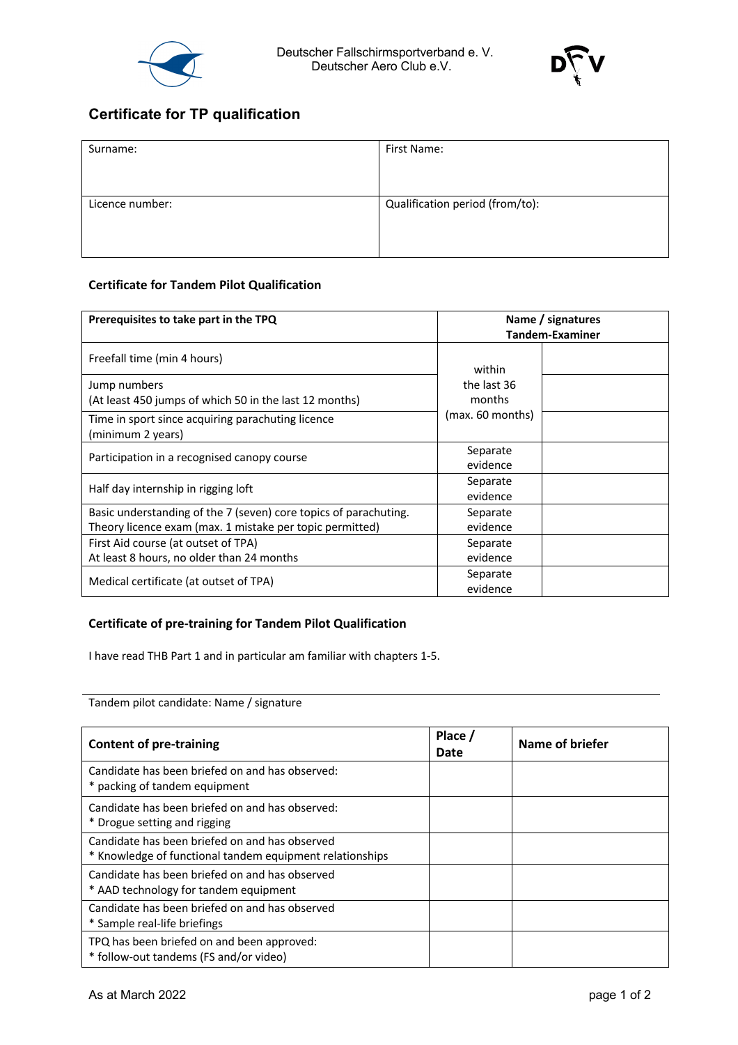Deutscher Fallschirmsportverband e. V.
Deutscher Aero Club e.V.

# Certificate for TP qualification

| Surname: | First Name: |
|---|---|
| Licence number: | Qualification period (from/to): |

### Certificate for Tandem Pilot Qualification

| Prerequisites to take part in the TPQ | Name / signatures Tandem-Examiner | |
|---|---|---|
| Freefall time (min 4 hours) | within the last 36 months (max. 60 months) | |
| Jump numbers (At least 450 jumps of which 50 in the last 12 months) | | |
| Time in sport since acquiring parachuting licence (minimum 2 years) | | |
| Participation in a recognised canopy course | Separate evidence | |
| Half day internship in rigging loft | Separate evidence | |
| Basic understanding of the 7 (seven) core topics of parachuting. Theory licence exam (max. 1 mistake per topic permitted) | Separate evidence | |
| First Aid course (at outset of TPA) At least 8 hours, no older than 24 months | Separate evidence | |
| Medical certificate (at outset of TPA) | Separate evidence | |

### Certificate of pre-training for Tandem Pilot Qualification

I have read THB Part 1 and in particular am familiar with chapters 1-5.

Tandem pilot candidate: Name / signature

| Content of pre-training | Place / Date | Name of briefer |
|---|---|---|
| Candidate has been briefed on and has observed: * packing of tandem equipment | | |
| Candidate has been briefed on and has observed: * Drogue setting and rigging | | |
| Candidate has been briefed on and has observed * Knowledge of functional tandem equipment relationships | | |
| Candidate has been briefed on and has observed * AAD technology for tandem equipment | | |
| Candidate has been briefed on and has observed * Sample real-life briefings | | |
| TPQ has been briefed on and been approved: * follow-out tandems (FS and/or video) | | |

As at March 2022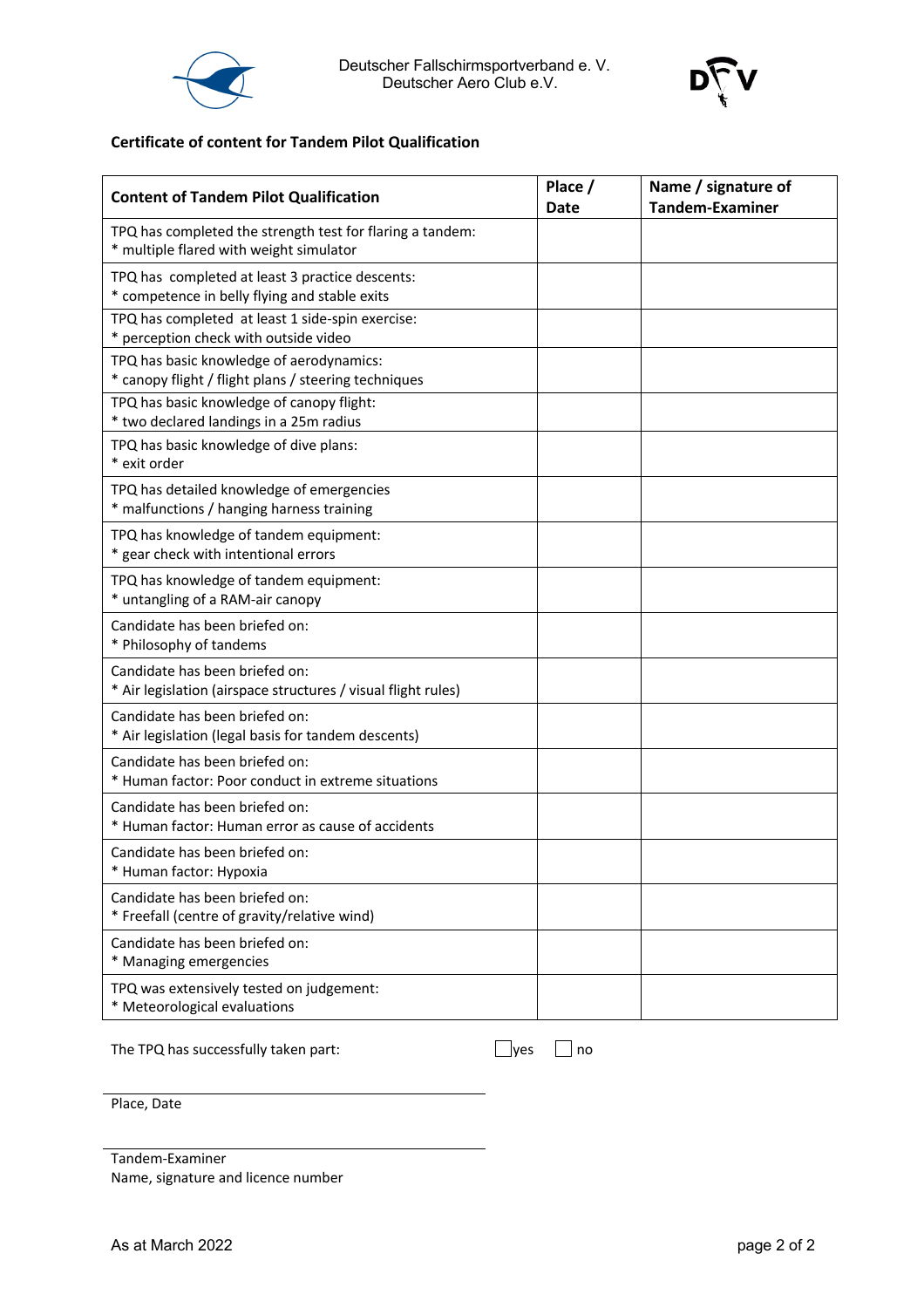Deutscher Fallschirmsportverband e. V.
Deutscher Aero Club e.V.

**Certificate of content for Tandem Pilot Qualification**

| **Content of Tandem Pilot Qualification** | **Place / Date** | **Name / signature of Tandem-Examiner** |
|---|---|---|
| TPQ has completed the strength test for flaring a tandem:<br>* multiple flared with weight simulator | | |
| TPQ has completed at least 3 practice descents:<br>* competence in belly flying and stable exits | | |
| TPQ has completed at least 1 side-spin exercise:<br>* perception check with outside video | | |
| TPQ has basic knowledge of aerodynamics:<br>* canopy flight / flight plans / steering techniques | | |
| TPQ has basic knowledge of canopy flight:<br>* two declared landings in a 25m radius | | |
| TPQ has basic knowledge of dive plans:<br>* exit order | | |
| TPQ has detailed knowledge of emergencies<br>* malfunctions / hanging harness training | | |
| TPQ has knowledge of tandem equipment:<br>* gear check with intentional errors | | |
| TPQ has knowledge of tandem equipment:<br>* untangling of a RAM-air canopy | | |
| Candidate has been briefed on:<br>* Philosophy of tandems | | |
| Candidate has been briefed on:<br>* Air legislation (airspace structures / visual flight rules) | | |
| Candidate has been briefed on:<br>* Air legislation (legal basis for tandem descents) | | |
| Candidate has been briefed on:<br>* Human factor: Poor conduct in extreme situations | | |
| Candidate has been briefed on:<br>* Human factor: Human error as cause of accidents | | |
| Candidate has been briefed on:<br>* Human factor: Hypoxia | | |
| Candidate has been briefed on:<br>* Freefall (centre of gravity/relative wind) | | |
| Candidate has been briefed on:<br>* Managing emergencies | | |
| TPQ was extensively tested on judgement:<br>* Meteorological evaluations | | |

The TPQ has successfully taken part: ☐ yes ☐ no

______________________________

Place, Date

______________________________

Tandem-Examiner
Name, signature and licence number

As at March 2022